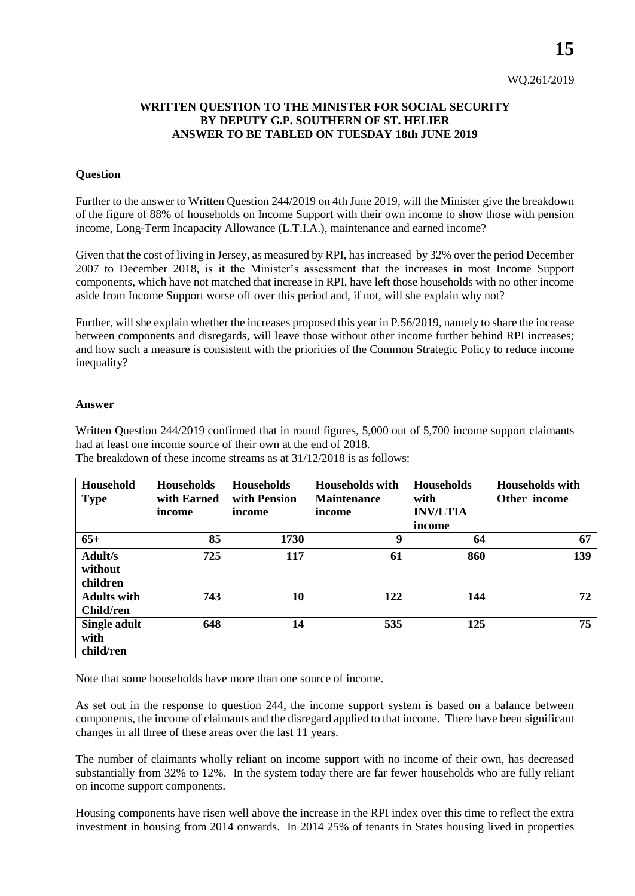WQ.261/2019

**WRITTEN QUESTION TO THE MINISTER FOR SOCIAL SECURITY BY DEPUTY G.P. SOUTHERN OF ST. HELIER ANSWER TO BE TABLED ON TUESDAY 18th JUNE 2019**

**Question**

Further to the answer to Written Question 244/2019 on 4th June 2019, will the Minister give the breakdown of the figure of 88% of households on Income Support with their own income to show those with pension income, Long-Term Incapacity Allowance (L.T.I.A.), maintenance and earned income?

Given that the cost of living in Jersey, as measured by RPI, has increased by 32% over the period December 2007 to December 2018, is it the Minister's assessment that the increases in most Income Support components, which have not matched that increase in RPI, have left those households with no other income aside from Income Support worse off over this period and, if not, will she explain why not?

Further, will she explain whether the increases proposed this year in P.56/2019, namely to share the increase between components and disregards, will leave those without other income further behind RPI increases; and how such a measure is consistent with the priorities of the Common Strategic Policy to reduce income inequality?

**Answer**

Written Question 244/2019 confirmed that in round figures, 5,000 out of 5,700 income support claimants had at least one income source of their own at the end of 2018.
The breakdown of these income streams as at 31/12/2018 is as follows:

| Household Type | Households with Earned income | Households with Pension income | Households with Maintenance income | Households with INV/LTIA income | Households with Other income |
|---|---|---|---|---|---|
| 65+ | 85 | 1730 | 9 | 64 | 67 |
| Adult/s without children | 725 | 117 | 61 | 860 | 139 |
| Adults with Child/ren | 743 | 10 | 122 | 144 | 72 |
| Single adult with child/ren | 648 | 14 | 535 | 125 | 75 |

Note that some households have more than one source of income.

As set out in the response to question 244, the income support system is based on a balance between components, the income of claimants and the disregard applied to that income. There have been significant changes in all three of these areas over the last 11 years.

The number of claimants wholly reliant on income support with no income of their own, has decreased substantially from 32% to 12%. In the system today there are far fewer households who are fully reliant on income support components.

Housing components have risen well above the increase in the RPI index over this time to reflect the extra investment in housing from 2014 onwards. In 2014 25% of tenants in States housing lived in properties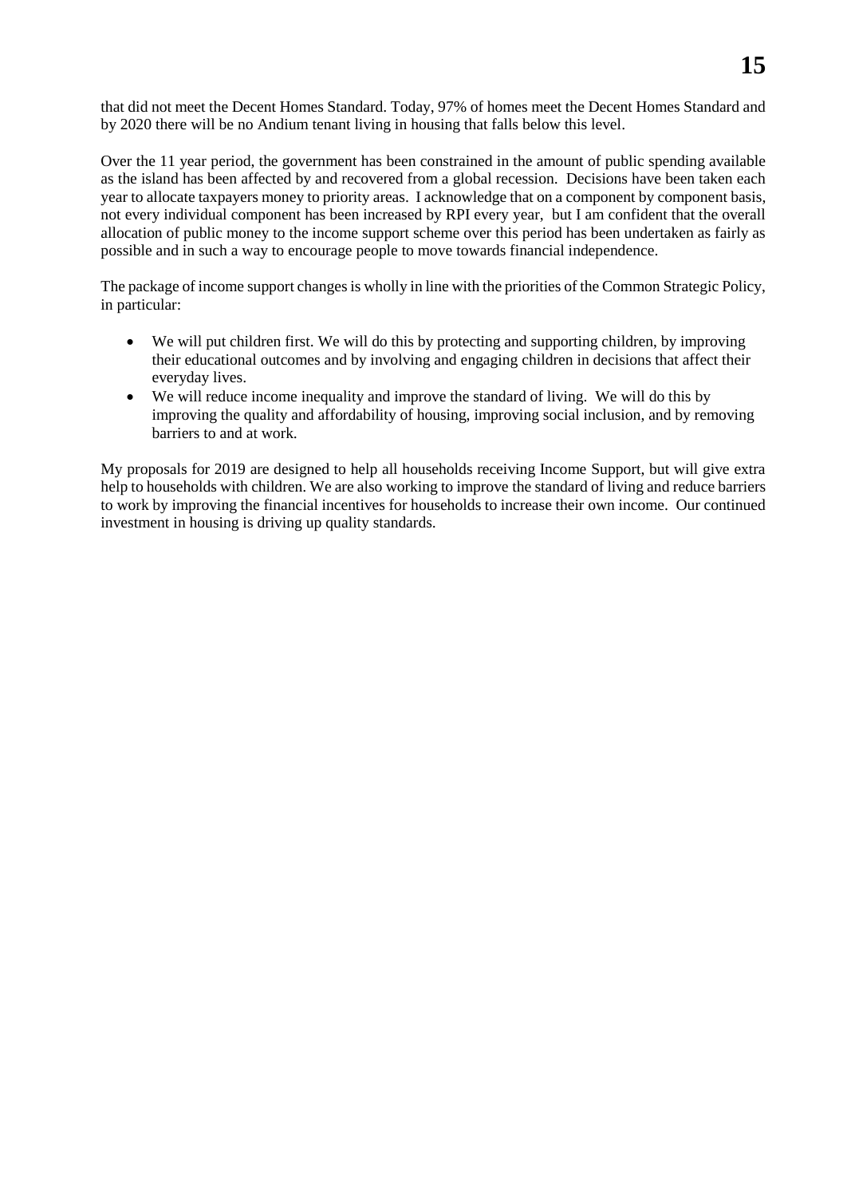that did not meet the Decent Homes Standard. Today, 97% of homes meet the Decent Homes Standard and by 2020 there will be no Andium tenant living in housing that falls below this level.

Over the 11 year period, the government has been constrained in the amount of public spending available as the island has been affected by and recovered from a global recession. Decisions have been taken each year to allocate taxpayers money to priority areas. I acknowledge that on a component by component basis, not every individual component has been increased by RPI every year, but I am confident that the overall allocation of public money to the income support scheme over this period has been undertaken as fairly as possible and in such a way to encourage people to move towards financial independence.

The package of income support changes is wholly in line with the priorities of the Common Strategic Policy, in particular:

- We will put children first. We will do this by protecting and supporting children, by improving their educational outcomes and by involving and engaging children in decisions that affect their everyday lives.
- We will reduce income inequality and improve the standard of living. We will do this by improving the quality and affordability of housing, improving social inclusion, and by removing barriers to and at work.

My proposals for 2019 are designed to help all households receiving Income Support, but will give extra help to households with children. We are also working to improve the standard of living and reduce barriers to work by improving the financial incentives for households to increase their own income. Our continued investment in housing is driving up quality standards.